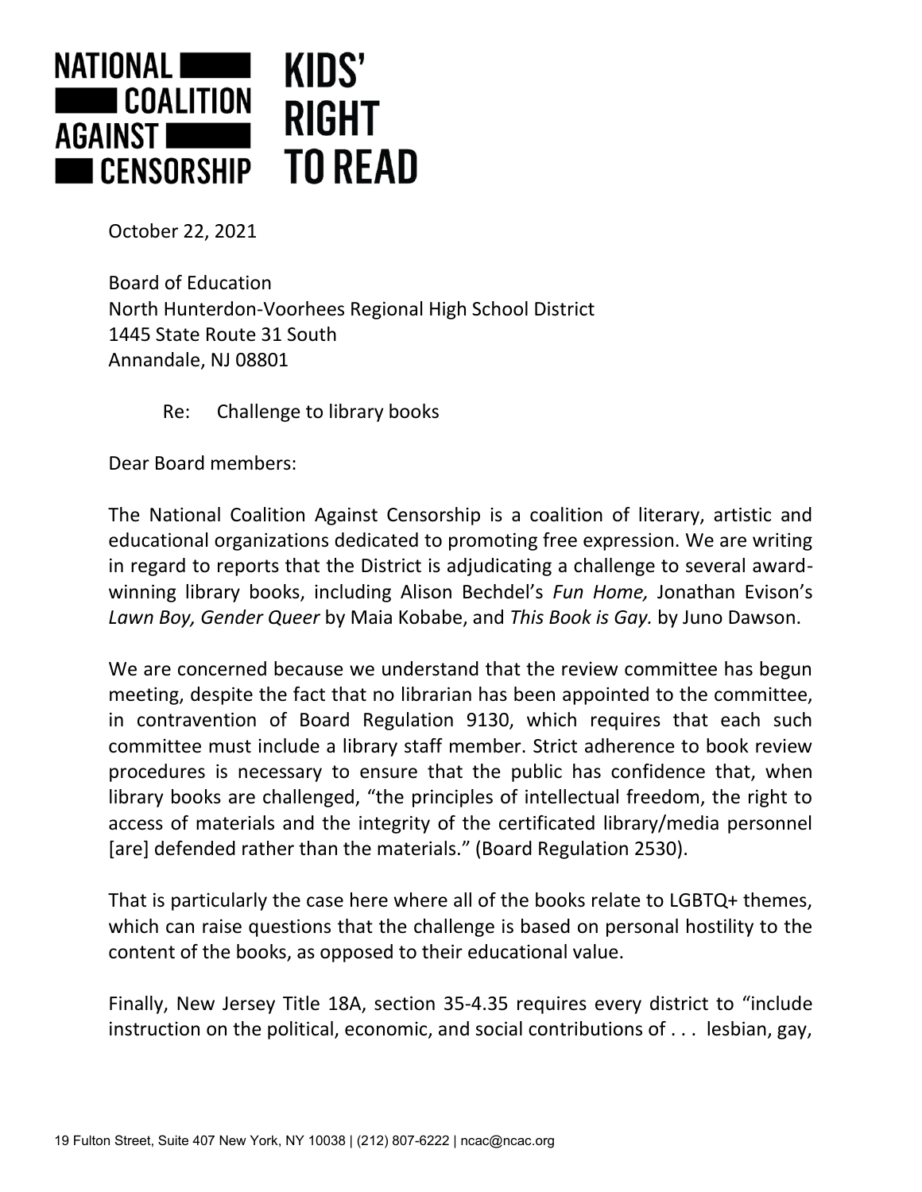**NATIONAL COALITION AGAINST CENSORSHIP** **KIDS' RIGHT TO READ**

October 22, 2021

Board of Education
North Hunterdon-Voorhees Regional High School District
1445 State Route 31 South
Annandale, NJ 08801

Re: Challenge to library books

Dear Board members:

The National Coalition Against Censorship is a coalition of literary, artistic and educational organizations dedicated to promoting free expression. We are writing in regard to reports that the District is adjudicating a challenge to several award-winning library books, including Alison Bechdel's *Fun Home,* Jonathan Evison's *Lawn Boy, Gender Queer* by Maia Kobabe, and *This Book is Gay.* by Juno Dawson.

We are concerned because we understand that the review committee has begun meeting, despite the fact that no librarian has been appointed to the committee, in contravention of Board Regulation 9130, which requires that each such committee must include a library staff member. Strict adherence to book review procedures is necessary to ensure that the public has confidence that, when library books are challenged, "the principles of intellectual freedom, the right to access of materials and the integrity of the certificated library/media personnel [are] defended rather than the materials." (Board Regulation 2530).

That is particularly the case here where all of the books relate to LGBTQ+ themes, which can raise questions that the challenge is based on personal hostility to the content of the books, as opposed to their educational value.

Finally, New Jersey Title 18A, section 35-4.35 requires every district to "include instruction on the political, economic, and social contributions of . . . lesbian, gay,

19 Fulton Street, Suite 407 New York, NY 10038 | (212) 807-6222 | ncac@ncac.org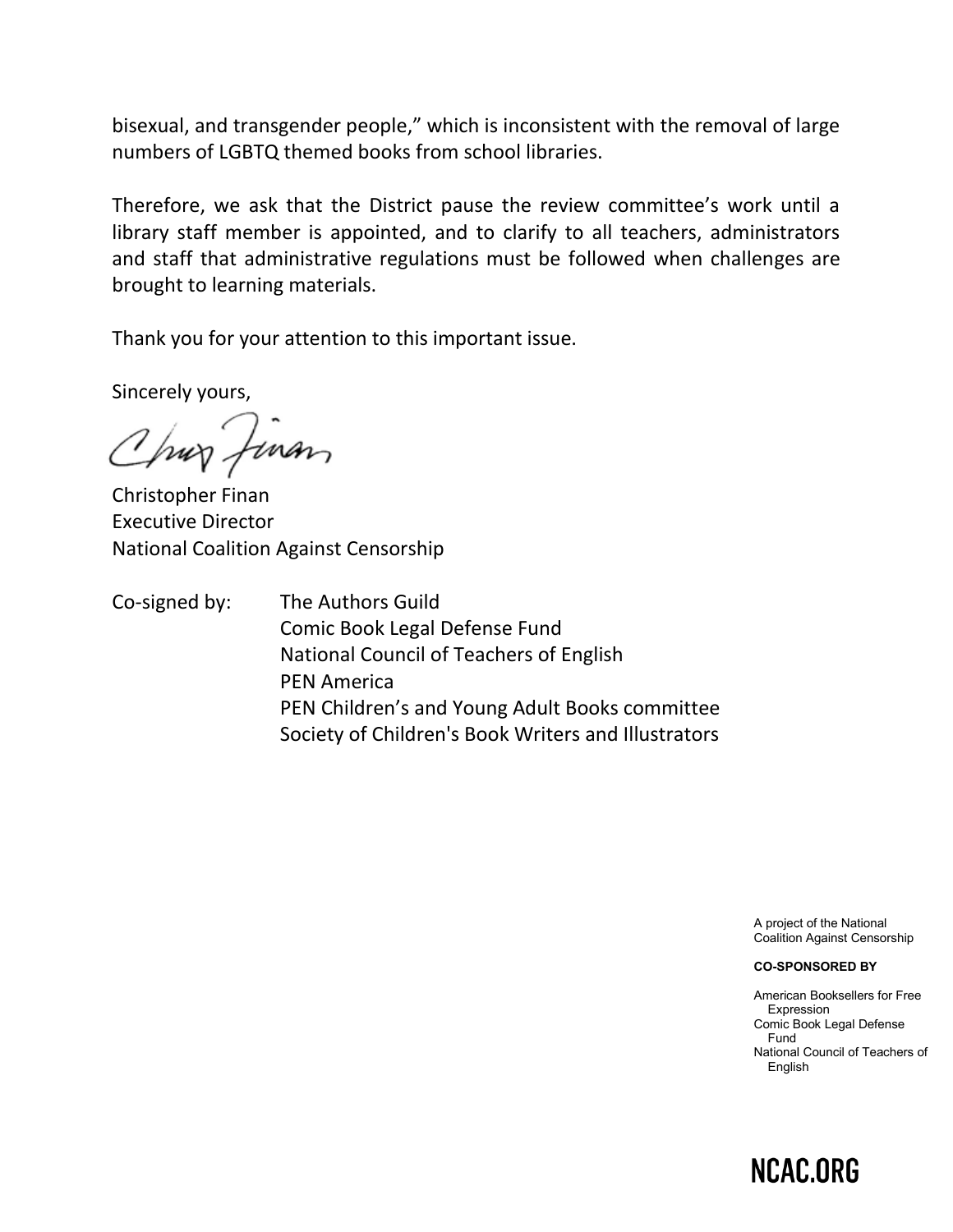bisexual, and transgender people," which is inconsistent with the removal of large numbers of LGBTQ themed books from school libraries.

Therefore, we ask that the District pause the review committee's work until a library staff member is appointed, and to clarify to all teachers, administrators and staff that administrative regulations must be followed when challenges are brought to learning materials.

Thank you for your attention to this important issue.

Sincerely yours,

Christopher Finan
Executive Director
National Coalition Against Censorship

Co-signed by:
The Authors Guild
Comic Book Legal Defense Fund
National Council of Teachers of English
PEN America
PEN Children's and Young Adult Books committee
Society of Children's Book Writers and Illustrators

A project of the National Coalition Against Censorship

**CO-SPONSORED BY**

American Booksellers for Free Expression
Comic Book Legal Defense Fund
National Council of Teachers of English

**NCAC.ORG**